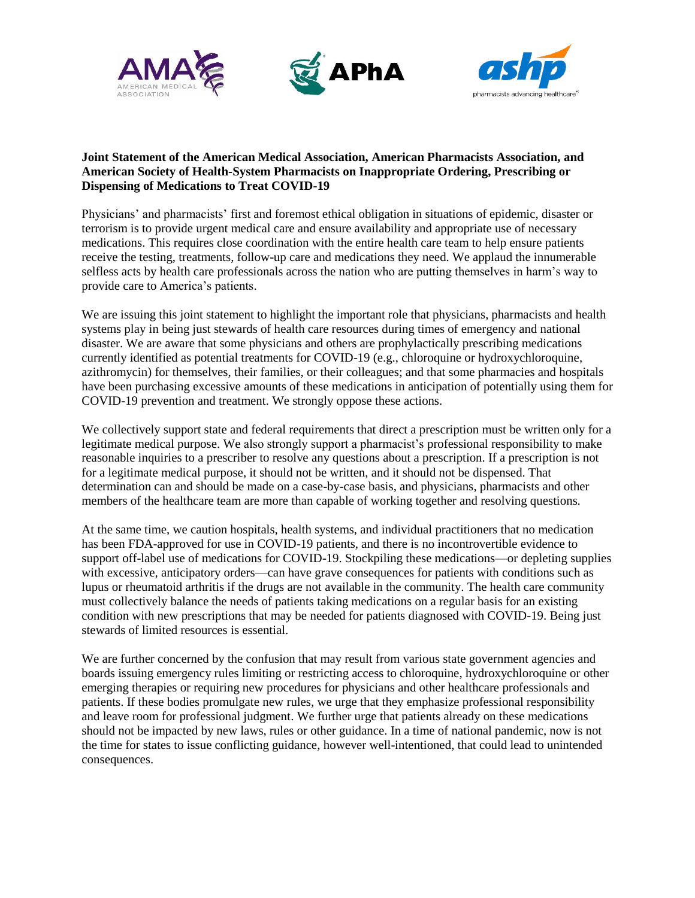**Joint Statement of the American Medical Association, American Pharmacists Association, and American Society of Health-System Pharmacists on Inappropriate Ordering, Prescribing or Dispensing of Medications to Treat COVID-19**

Physicians' and pharmacists' first and foremost ethical obligation in situations of epidemic, disaster or terrorism is to provide urgent medical care and ensure availability and appropriate use of necessary medications. This requires close coordination with the entire health care team to help ensure patients receive the testing, treatments, follow-up care and medications they need. We applaud the innumerable selfless acts by health care professionals across the nation who are putting themselves in harm's way to provide care to America's patients.

We are issuing this joint statement to highlight the important role that physicians, pharmacists and health systems play in being just stewards of health care resources during times of emergency and national disaster. We are aware that some physicians and others are prophylactically prescribing medications currently identified as potential treatments for COVID-19 (e.g., chloroquine or hydroxychloroquine, azithromycin) for themselves, their families, or their colleagues; and that some pharmacies and hospitals have been purchasing excessive amounts of these medications in anticipation of potentially using them for COVID-19 prevention and treatment. We strongly oppose these actions.

We collectively support state and federal requirements that direct a prescription must be written only for a legitimate medical purpose. We also strongly support a pharmacist's professional responsibility to make reasonable inquiries to a prescriber to resolve any questions about a prescription. If a prescription is not for a legitimate medical purpose, it should not be written, and it should not be dispensed. That determination can and should be made on a case-by-case basis, and physicians, pharmacists and other members of the healthcare team are more than capable of working together and resolving questions.

At the same time, we caution hospitals, health systems, and individual practitioners that no medication has been FDA-approved for use in COVID-19 patients, and there is no incontrovertible evidence to support off-label use of medications for COVID-19. Stockpiling these medications—or depleting supplies with excessive, anticipatory orders—can have grave consequences for patients with conditions such as lupus or rheumatoid arthritis if the drugs are not available in the community. The health care community must collectively balance the needs of patients taking medications on a regular basis for an existing condition with new prescriptions that may be needed for patients diagnosed with COVID-19. Being just stewards of limited resources is essential.

We are further concerned by the confusion that may result from various state government agencies and boards issuing emergency rules limiting or restricting access to chloroquine, hydroxychloroquine or other emerging therapies or requiring new procedures for physicians and other healthcare professionals and patients. If these bodies promulgate new rules, we urge that they emphasize professional responsibility and leave room for professional judgment. We further urge that patients already on these medications should not be impacted by new laws, rules or other guidance. In a time of national pandemic, now is not the time for states to issue conflicting guidance, however well-intentioned, that could lead to unintended consequences.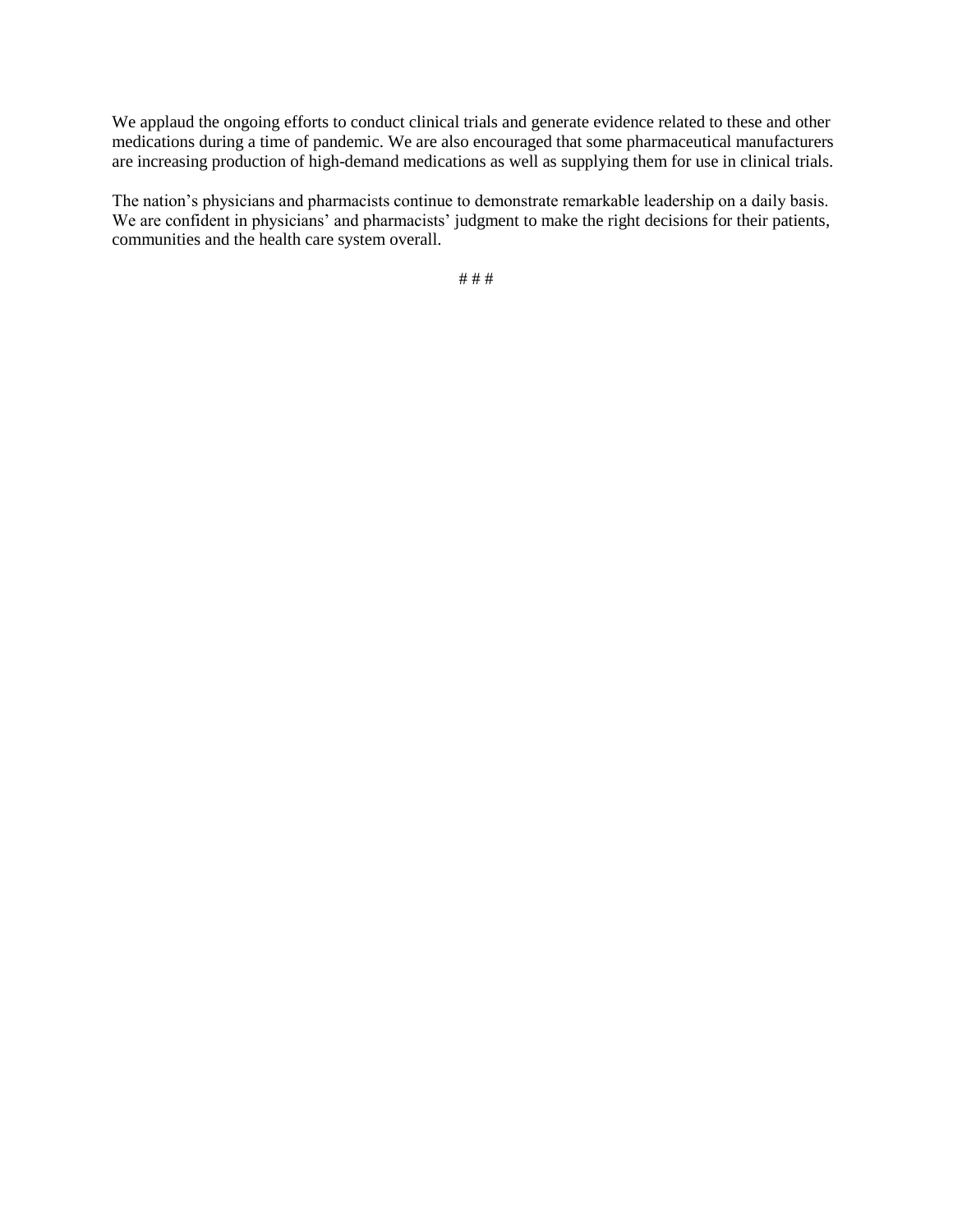We applaud the ongoing efforts to conduct clinical trials and generate evidence related to these and other medications during a time of pandemic. We are also encouraged that some pharmaceutical manufacturers are increasing production of high-demand medications as well as supplying them for use in clinical trials.

The nation’s physicians and pharmacists continue to demonstrate remarkable leadership on a daily basis. We are confident in physicians’ and pharmacists’ judgment to make the right decisions for their patients, communities and the health care system overall.

# # #